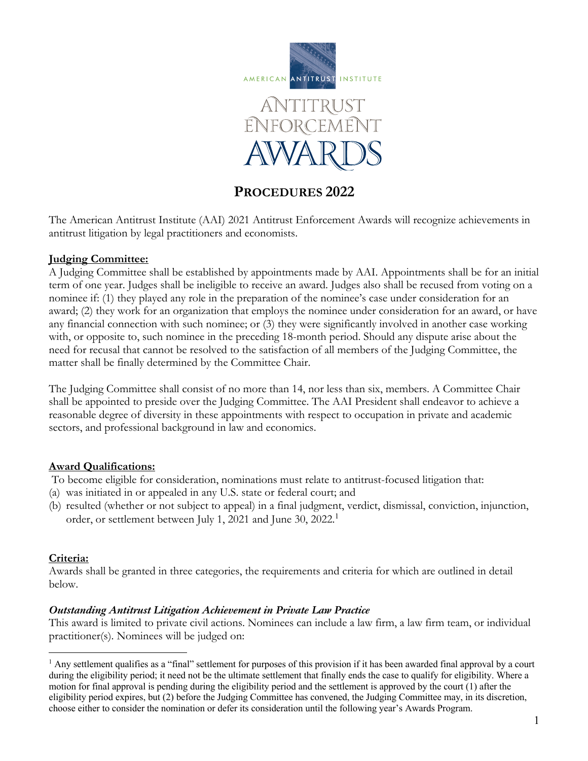AMERICAN ANTITRUST INSTITUTE

ANTITRUST ENFORCEMENT AWARDS

# PROCEDURES 2022

The American Antitrust Institute (AAI) 2021 Antitrust Enforcement Awards will recognize achievements in antitrust litigation by legal practitioners and economists.

## Judging Committee:

A Judging Committee shall be established by appointments made by AAI. Appointments shall be for an initial term of one year. Judges shall be ineligible to receive an award. Judges also shall be recused from voting on a nominee if: (1) they played any role in the preparation of the nominee's case under consideration for an award; (2) they work for an organization that employs the nominee under consideration for an award, or have any financial connection with such nominee; or (3) they were significantly involved in another case working with, or opposite to, such nominee in the preceding 18-month period. Should any dispute arise about the need for recusal that cannot be resolved to the satisfaction of all members of the Judging Committee, the matter shall be finally determined by the Committee Chair.

The Judging Committee shall consist of no more than 14, nor less than six, members. A Committee Chair shall be appointed to preside over the Judging Committee. The AAI President shall endeavor to achieve a reasonable degree of diversity in these appointments with respect to occupation in private and academic sectors, and professional background in law and economics.

## Award Qualifications:

To become eligible for consideration, nominations must relate to antitrust-focused litigation that:

(a) was initiated in or appealed in any U.S. state or federal court; and

(b) resulted (whether or not subject to appeal) in a final judgment, verdict, dismissal, conviction, injunction, order, or settlement between July 1, 2021 and June 30, 2022.[1]

## Criteria:

Awards shall be granted in three categories, the requirements and criteria for which are outlined in detail below.

### *Outstanding Antitrust Litigation Achievement in Private Law Practice*

This award is limited to private civil actions. Nominees can include a law firm, a law firm team, or individual practitioner(s). Nominees will be judged on:

[1] Any settlement qualifies as a "final" settlement for purposes of this provision if it has been awarded final approval by a court during the eligibility period; it need not be the ultimate settlement that finally ends the case to qualify for eligibility. Where a motion for final approval is pending during the eligibility period and the settlement is approved by the court (1) after the eligibility period expires, but (2) before the Judging Committee has convened, the Judging Committee may, in its discretion, choose either to consider the nomination or defer its consideration until the following year's Awards Program.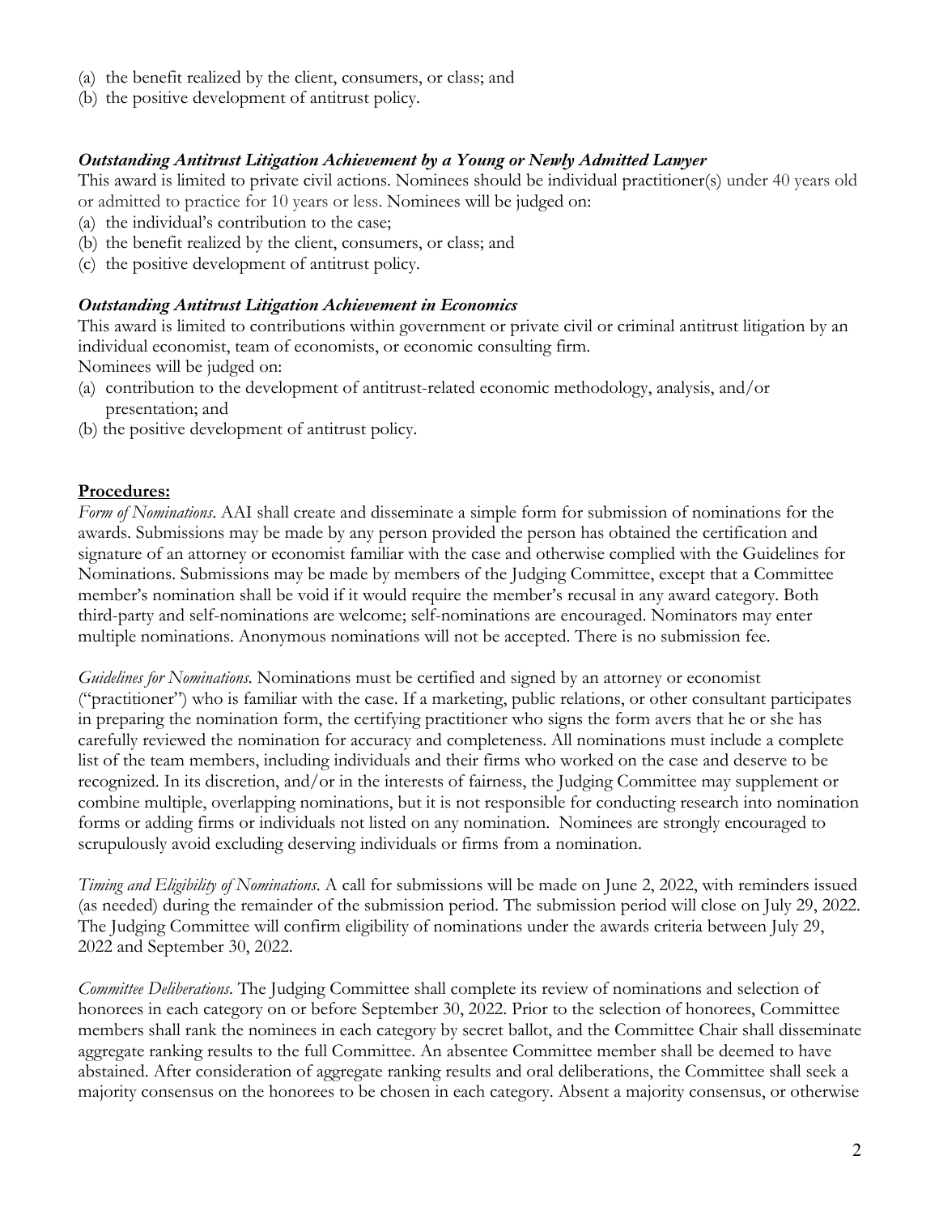(a) the benefit realized by the client, consumers, or class; and
(b) the positive development of antitrust policy.

### *Outstanding Antitrust Litigation Achievement by a Young or Newly Admitted Lawyer*

This award is limited to private civil actions. Nominees should be individual practitioner(s) under 40 years old or admitted to practice for 10 years or less. Nominees will be judged on:

(a) the individual's contribution to the case;
(b) the benefit realized by the client, consumers, or class; and
(c) the positive development of antitrust policy.

### *Outstanding Antitrust Litigation Achievement in Economics*

This award is limited to contributions within government or private civil or criminal antitrust litigation by an individual economist, team of economists, or economic consulting firm.
Nominees will be judged on:

(a) contribution to the development of antitrust-related economic methodology, analysis, and/or presentation; and
(b) the positive development of antitrust policy.

## **Procedures:**

*Form of Nominations*. AAI shall create and disseminate a simple form for submission of nominations for the awards. Submissions may be made by any person provided the person has obtained the certification and signature of an attorney or economist familiar with the case and otherwise complied with the Guidelines for Nominations. Submissions may be made by members of the Judging Committee, except that a Committee member's nomination shall be void if it would require the member's recusal in any award category. Both third-party and self-nominations are welcome; self-nominations are encouraged. Nominators may enter multiple nominations. Anonymous nominations will not be accepted. There is no submission fee.

*Guidelines for Nominations.* Nominations must be certified and signed by an attorney or economist ("practitioner") who is familiar with the case. If a marketing, public relations, or other consultant participates in preparing the nomination form, the certifying practitioner who signs the form avers that he or she has carefully reviewed the nomination for accuracy and completeness. All nominations must include a complete list of the team members, including individuals and their firms who worked on the case and deserve to be recognized. In its discretion, and/or in the interests of fairness, the Judging Committee may supplement or combine multiple, overlapping nominations, but it is not responsible for conducting research into nomination forms or adding firms or individuals not listed on any nomination. Nominees are strongly encouraged to scrupulously avoid excluding deserving individuals or firms from a nomination.

*Timing and Eligibility of Nominations*. A call for submissions will be made on June 2, 2022, with reminders issued (as needed) during the remainder of the submission period. The submission period will close on July 29, 2022. The Judging Committee will confirm eligibility of nominations under the awards criteria between July 29, 2022 and September 30, 2022.

*Committee Deliberations*. The Judging Committee shall complete its review of nominations and selection of honorees in each category on or before September 30, 2022. Prior to the selection of honorees, Committee members shall rank the nominees in each category by secret ballot, and the Committee Chair shall disseminate aggregate ranking results to the full Committee. An absentee Committee member shall be deemed to have abstained. After consideration of aggregate ranking results and oral deliberations, the Committee shall seek a majority consensus on the honorees to be chosen in each category. Absent a majority consensus, or otherwise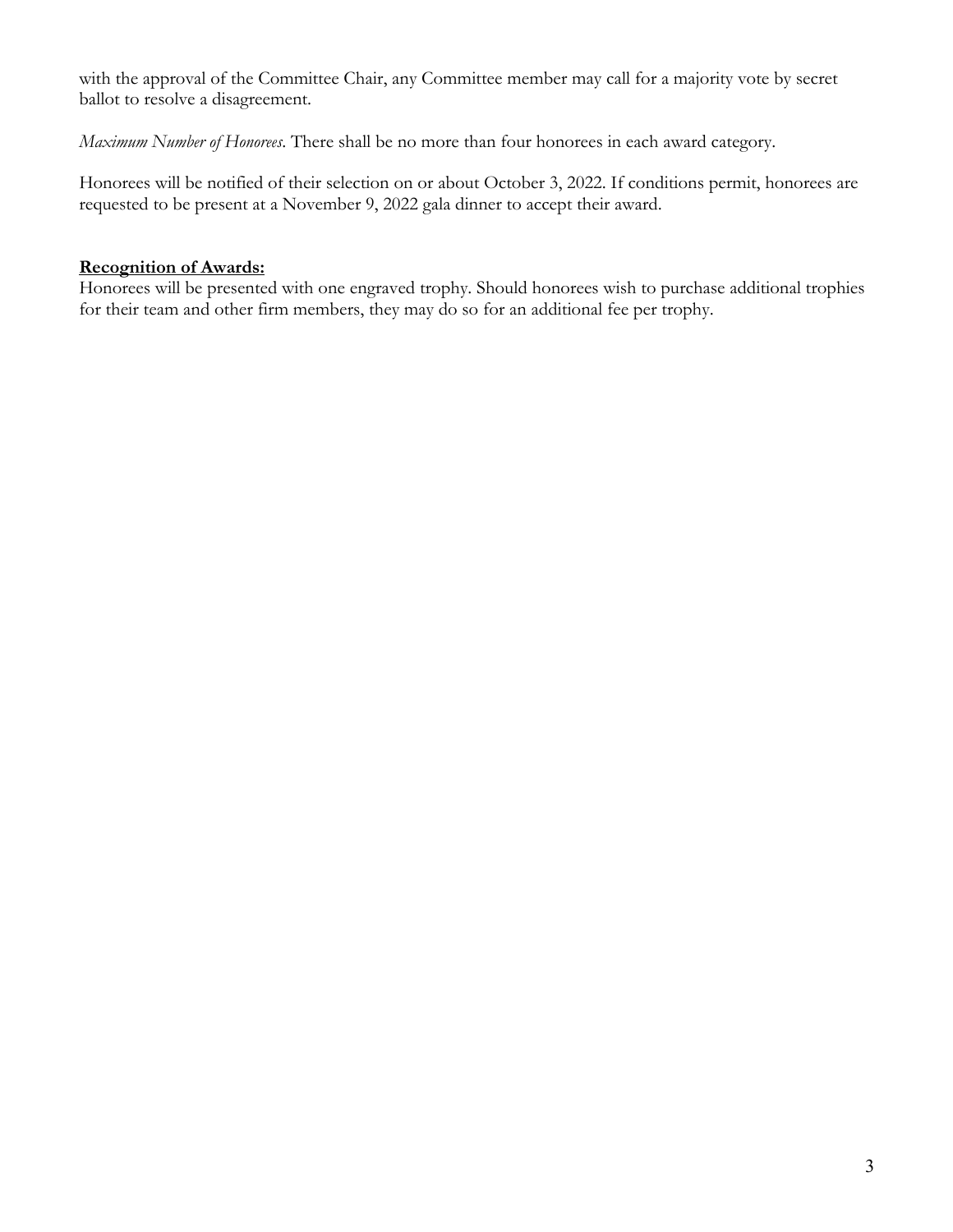with the approval of the Committee Chair, any Committee member may call for a majority vote by secret ballot to resolve a disagreement.

*Maximum Number of Honorees*. There shall be no more than four honorees in each award category.

Honorees will be notified of their selection on or about October 3, 2022. If conditions permit, honorees are requested to be present at a November 9, 2022 gala dinner to accept their award.

**Recognition of Awards:**

Honorees will be presented with one engraved trophy. Should honorees wish to purchase additional trophies for their team and other firm members, they may do so for an additional fee per trophy.